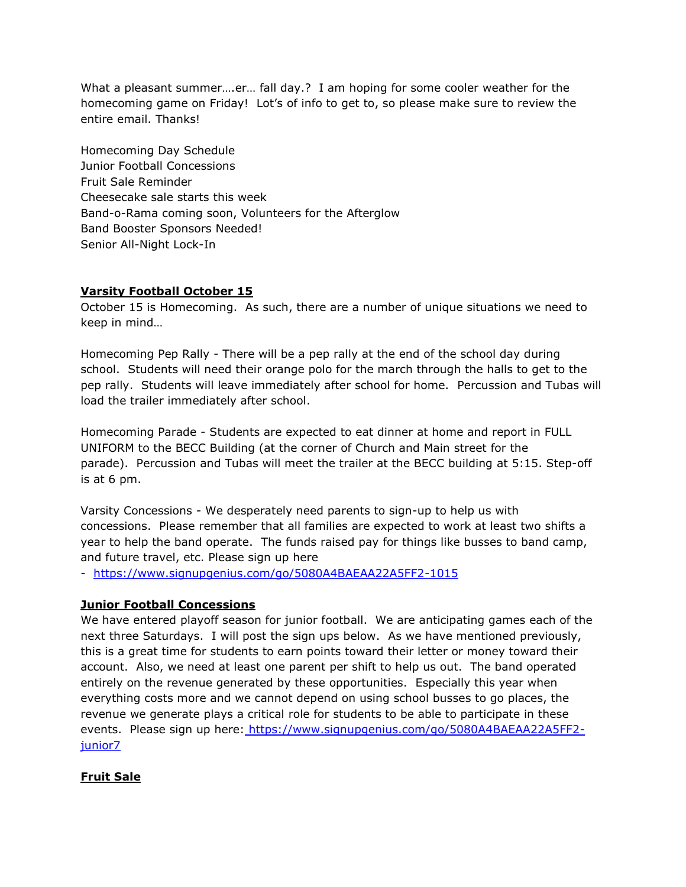What a pleasant summer….er… fall day.? I am hoping for some cooler weather for the homecoming game on Friday! Lot's of info to get to, so please make sure to review the entire email. Thanks!

Homecoming Day Schedule
Junior Football Concessions
Fruit Sale Reminder
Cheesecake sale starts this week
Band-o-Rama coming soon, Volunteers for the Afterglow
Band Booster Sponsors Needed!
Senior All-Night Lock-In

**Varsity Football October 15**

October 15 is Homecoming. As such, there are a number of unique situations we need to keep in mind…

Homecoming Pep Rally - There will be a pep rally at the end of the school day during school. Students will need their orange polo for the march through the halls to get to the pep rally. Students will leave immediately after school for home. Percussion and Tubas will load the trailer immediately after school.

Homecoming Parade - Students are expected to eat dinner at home and report in FULL UNIFORM to the BECC Building (at the corner of Church and Main street for the parade). Percussion and Tubas will meet the trailer at the BECC building at 5:15. Step-off is at 6 pm.

Varsity Concessions - We desperately need parents to sign-up to help us with concessions. Please remember that all families are expected to work at least two shifts a year to help the band operate. The funds raised pay for things like busses to band camp, and future travel, etc. Please sign up here
- https://www.signupgenius.com/go/5080A4BAEAA22A5FF2-1015

**Junior Football Concessions**

We have entered playoff season for junior football. We are anticipating games each of the next three Saturdays. I will post the sign ups below. As we have mentioned previously, this is a great time for students to earn points toward their letter or money toward their account. Also, we need at least one parent per shift to help us out. The band operated entirely on the revenue generated by these opportunities. Especially this year when everything costs more and we cannot depend on using school busses to go places, the revenue we generate plays a critical role for students to be able to participate in these events. Please sign up here: https://www.signupgenius.com/go/5080A4BAEAA22A5FF2-junior7

**Fruit Sale**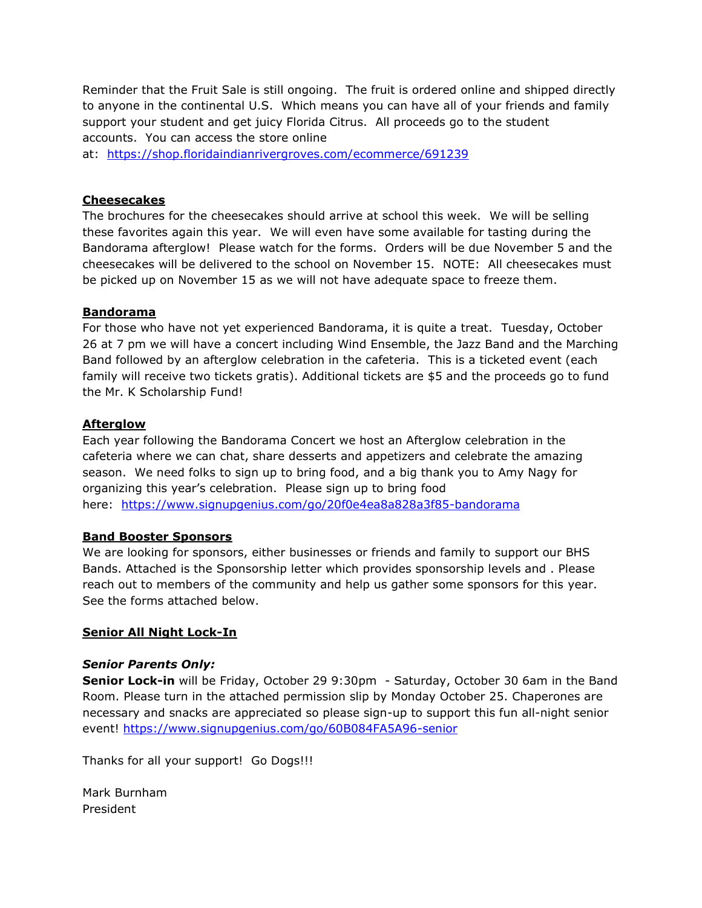Reminder that the Fruit Sale is still ongoing. The fruit is ordered online and shipped directly to anyone in the continental U.S. Which means you can have all of your friends and family support your student and get juicy Florida Citrus. All proceeds go to the student accounts. You can access the store online at: https://shop.floridaindianrivergroves.com/ecommerce/691239

**Cheesecakes**

The brochures for the cheesecakes should arrive at school this week. We will be selling these favorites again this year. We will even have some available for tasting during the Bandorama afterglow! Please watch for the forms. Orders will be due November 5 and the cheesecakes will be delivered to the school on November 15. NOTE: All cheesecakes must be picked up on November 15 as we will not have adequate space to freeze them.

**Bandorama**

For those who have not yet experienced Bandorama, it is quite a treat. Tuesday, October 26 at 7 pm we will have a concert including Wind Ensemble, the Jazz Band and the Marching Band followed by an afterglow celebration in the cafeteria. This is a ticketed event (each family will receive two tickets gratis). Additional tickets are $5 and the proceeds go to fund the Mr. K Scholarship Fund!

**Afterglow**

Each year following the Bandorama Concert we host an Afterglow celebration in the cafeteria where we can chat, share desserts and appetizers and celebrate the amazing season. We need folks to sign up to bring food, and a big thank you to Amy Nagy for organizing this year's celebration. Please sign up to bring food here: https://www.signupgenius.com/go/20f0e4ea8a828a3f85-bandorama

**Band Booster Sponsors**

We are looking for sponsors, either businesses or friends and family to support our BHS Bands. Attached is the Sponsorship letter which provides sponsorship levels and . Please reach out to members of the community and help us gather some sponsors for this year. See the forms attached below.

**Senior All Night Lock-In**

***Senior Parents Only:***

**Senior Lock-in** will be Friday, October 29 9:30pm - Saturday, October 30 6am in the Band Room. Please turn in the attached permission slip by Monday October 25. Chaperones are necessary and snacks are appreciated so please sign-up to support this fun all-night senior event! https://www.signupgenius.com/go/60B084FA5A96-senior

Thanks for all your support! Go Dogs!!!

Mark Burnham
President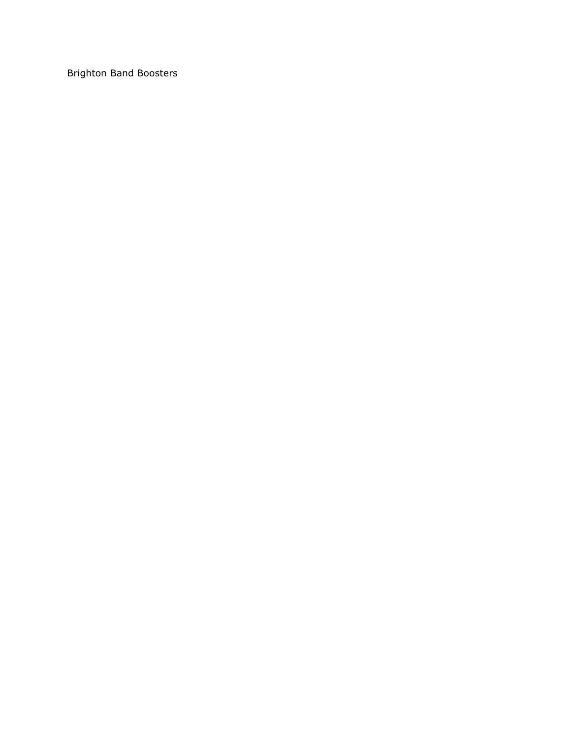Brighton Band Boosters